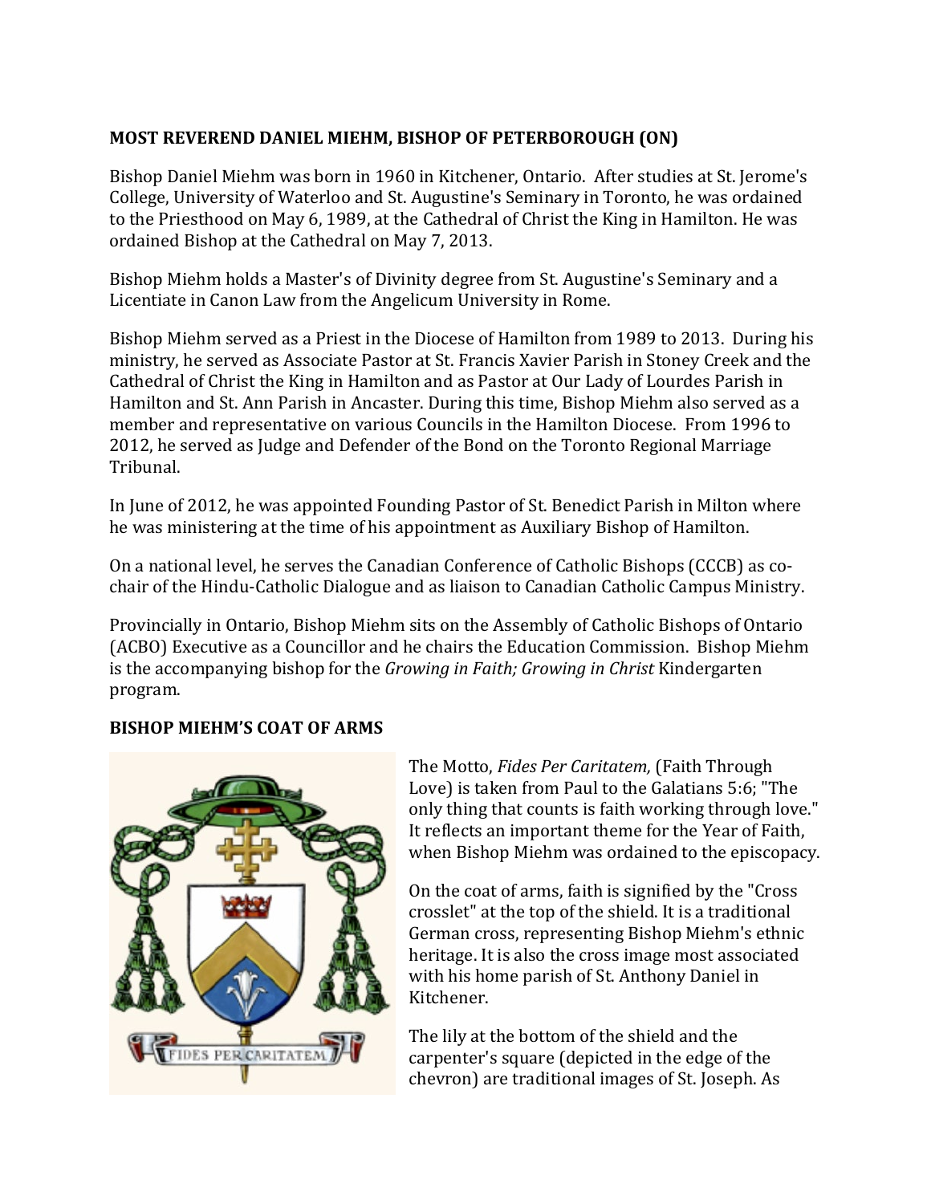**MOST REVEREND DANIEL MIEHM, BISHOP OF PETERBOROUGH (ON)**

Bishop Daniel Miehm was born in 1960 in Kitchener, Ontario. After studies at St. Jerome's College, University of Waterloo and St. Augustine's Seminary in Toronto, he was ordained to the Priesthood on May 6, 1989, at the Cathedral of Christ the King in Hamilton. He was ordained Bishop at the Cathedral on May 7, 2013.

Bishop Miehm holds a Master's of Divinity degree from St. Augustine's Seminary and a Licentiate in Canon Law from the Angelicum University in Rome.

Bishop Miehm served as a Priest in the Diocese of Hamilton from 1989 to 2013. During his ministry, he served as Associate Pastor at St. Francis Xavier Parish in Stoney Creek and the Cathedral of Christ the King in Hamilton and as Pastor at Our Lady of Lourdes Parish in Hamilton and St. Ann Parish in Ancaster. During this time, Bishop Miehm also served as a member and representative on various Councils in the Hamilton Diocese. From 1996 to 2012, he served as Judge and Defender of the Bond on the Toronto Regional Marriage Tribunal.

In June of 2012, he was appointed Founding Pastor of St. Benedict Parish in Milton where he was ministering at the time of his appointment as Auxiliary Bishop of Hamilton.

On a national level, he serves the Canadian Conference of Catholic Bishops (CCCB) as co-chair of the Hindu-Catholic Dialogue and as liaison to Canadian Catholic Campus Ministry.

Provincially in Ontario, Bishop Miehm sits on the Assembly of Catholic Bishops of Ontario (ACBO) Executive as a Councillor and he chairs the Education Commission. Bishop Miehm is the accompanying bishop for the *Growing in Faith; Growing in Christ* Kindergarten program.

**BISHOP MIEHM'S COAT OF ARMS**

The Motto, *Fides Per Caritatem,* (Faith Through Love) is taken from Paul to the Galatians 5:6; "The only thing that counts is faith working through love." It reflects an important theme for the Year of Faith, when Bishop Miehm was ordained to the episcopacy.

On the coat of arms, faith is signified by the "Cross crosslet" at the top of the shield. It is a traditional German cross, representing Bishop Miehm's ethnic heritage. It is also the cross image most associated with his home parish of St. Anthony Daniel in Kitchener.

The lily at the bottom of the shield and the carpenter's square (depicted in the edge of the chevron) are traditional images of St. Joseph. As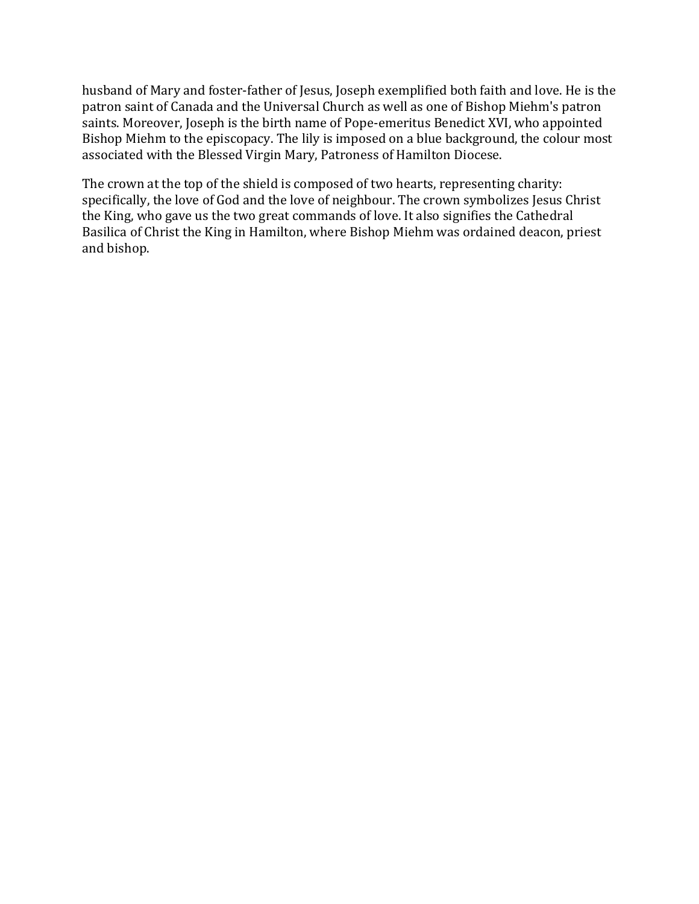husband of Mary and foster-father of Jesus, Joseph exemplified both faith and love. He is the patron saint of Canada and the Universal Church as well as one of Bishop Miehm's patron saints. Moreover, Joseph is the birth name of Pope-emeritus Benedict XVI, who appointed Bishop Miehm to the episcopacy. The lily is imposed on a blue background, the colour most associated with the Blessed Virgin Mary, Patroness of Hamilton Diocese.

The crown at the top of the shield is composed of two hearts, representing charity: specifically, the love of God and the love of neighbour. The crown symbolizes Jesus Christ the King, who gave us the two great commands of love. It also signifies the Cathedral Basilica of Christ the King in Hamilton, where Bishop Miehm was ordained deacon, priest and bishop.